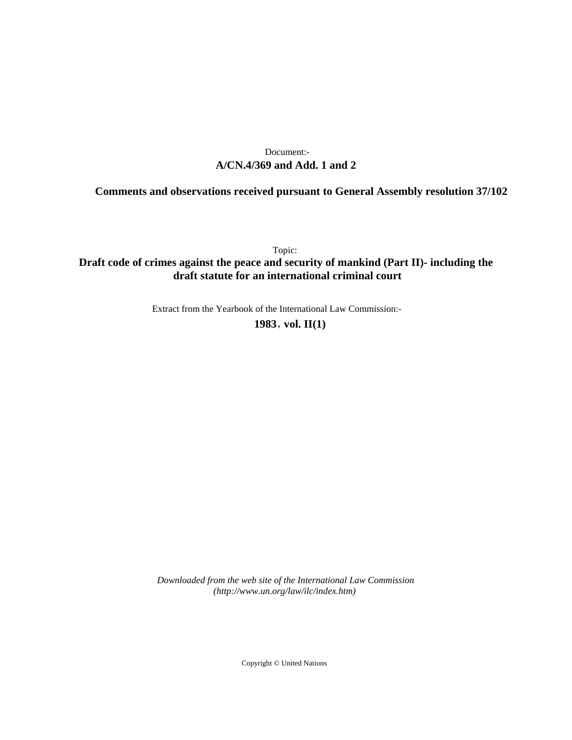Document:-

**A/CN.4/369 and Add. 1 and 2**

**Comments and observations received pursuant to General Assembly resolution 37/102**

Topic:

**Draft code of crimes against the peace and security of mankind (Part II)- including the draft statute for an international criminal court**

Extract from the Yearbook of the International Law Commission:-

**1983, vol. II(1)**

*Downloaded from the web site of the International Law Commission (http://www.un.org/law/ilc/index.htm)*

Copyright © United Nations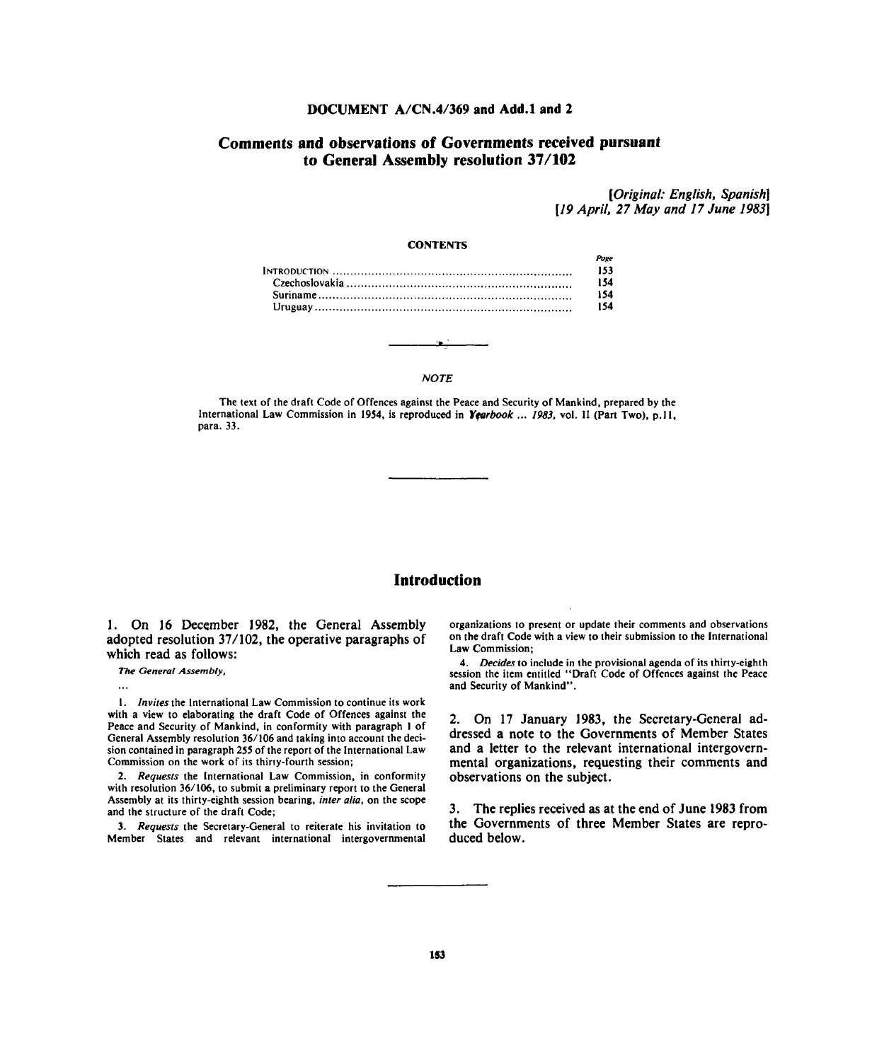## DOCUMENT A/CN.4/369 and Add.1 and 2

# Comments and observations of Governments received pursuant to General Assembly resolution 37/102

*[Original: English, Spanish]*
*[19 April, 27 May and 17 June 1983]*

**CONTENTS**

| | Page |
|---|---|
| Introduction | 153 |
| Czechoslovakia | 154 |
| Suriname | 154 |
| Uruguay | 154 |

*NOTE*

The text of the draft Code of Offences against the Peace and Security of Mankind, prepared by the International Law Commission in 1954, is reproduced in *Yearbook ... 1983*, vol. II (Part Two), p.11, para. 33.

## Introduction

1. On 16 December 1982, the General Assembly adopted resolution 37/102, the operative paragraphs of which read as follows:

*The General Assembly,*

...

1. *Invites* the International Law Commission to continue its work with a view to elaborating the draft Code of Offences against the Peace and Security of Mankind, in conformity with paragraph 1 of General Assembly resolution 36/106 and taking into account the decision contained in paragraph 255 of the report of the International Law Commission on the work of its thirty-fourth session;

2. *Requests* the International Law Commission, in conformity with resolution 36/106, to submit a preliminary report to the General Assembly at its thirty-eighth session bearing, *inter alia*, on the scope and the structure of the draft Code;

3. *Requests* the Secretary-General to reiterate his invitation to Member States and relevant international intergovernmental organizations to present or update their comments and observations on the draft Code with a view to their submission to the International Law Commission;

4. *Decides* to include in the provisional agenda of its thirty-eighth session the item entitled "Draft Code of Offences against the Peace and Security of Mankind".

2. On 17 January 1983, the Secretary-General addressed a note to the Governments of Member States and a letter to the relevant international intergovernmental organizations, requesting their comments and observations on the subject.

3. The replies received as at the end of June 1983 from the Governments of three Member States are reproduced below.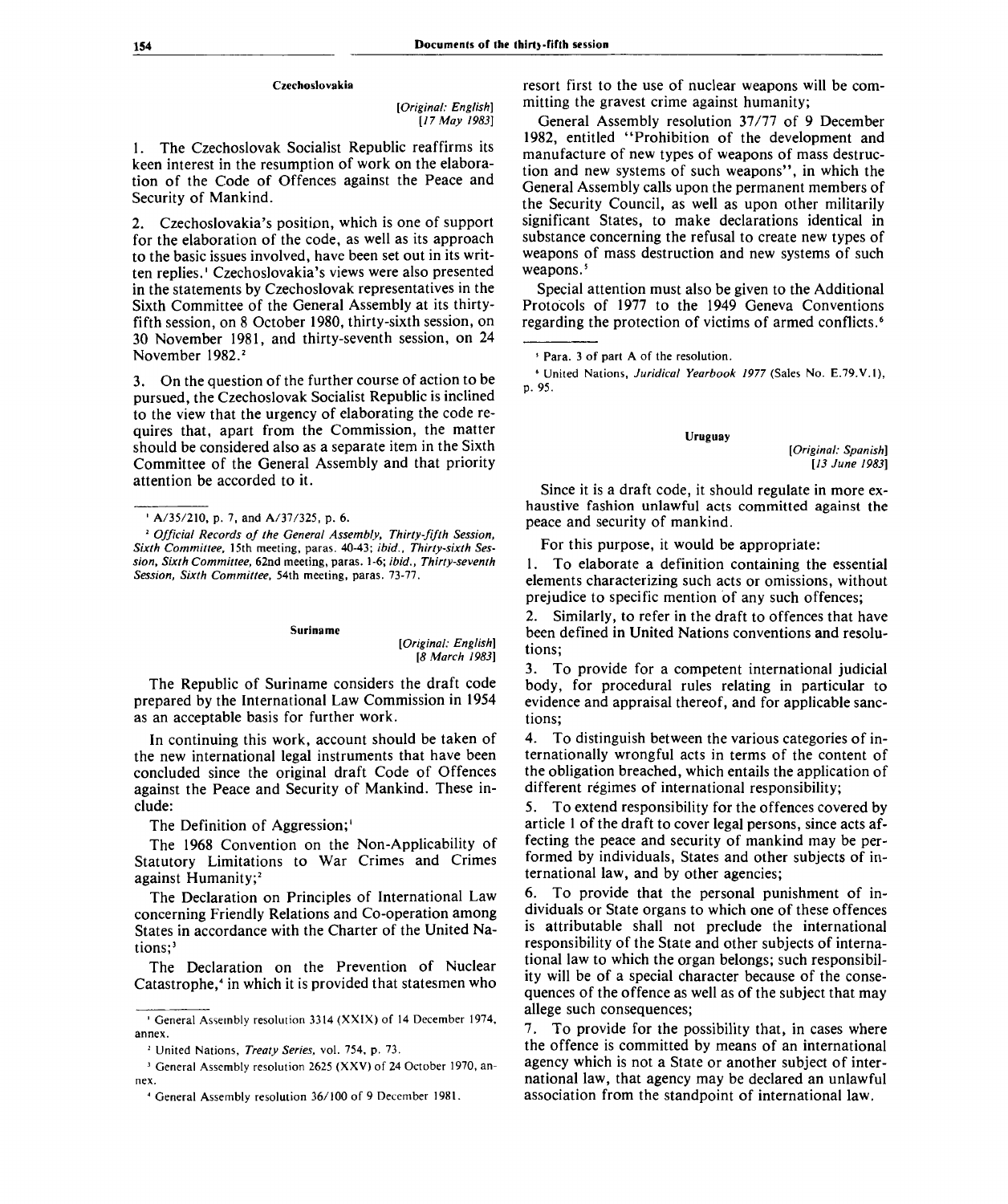### Czechoslovakia

*[Original: English]*
*[17 May 1983]*

1. The Czechoslovak Socialist Republic reaffirms its keen interest in the resumption of work on the elaboration of the Code of Offences against the Peace and Security of Mankind.

2. Czechoslovakia's position, which is one of support for the elaboration of the code, as well as its approach to the basic issues involved, have been set out in its written replies.[1] Czechoslovakia's views were also presented in the statements by Czechoslovak representatives in the Sixth Committee of the General Assembly at its thirty-fifth session, on 8 October 1980, thirty-sixth session, on 30 November 1981, and thirty-seventh session, on 24 November 1982.[2]

3. On the question of the further course of action to be pursued, the Czechoslovak Socialist Republic is inclined to the view that the urgency of elaborating the code requires that, apart from the Commission, the matter should be considered also as a separate item in the Sixth Committee of the General Assembly and that priority attention be accorded to it.

[1] A/35/210, p. 7, and A/37/325, p. 6.

[2] *Official Records of the General Assembly, Thirty-fifth Session, Sixth Committee*, 15th meeting, paras. 40-43; *ibid., Thirty-sixth Session, Sixth Committee*, 62nd meeting, paras. 1-6; *ibid., Thirty-seventh Session, Sixth Committee*, 54th meeting, paras. 73-77.

### Suriname

*[Original: English]*
*[8 March 1983]*

The Republic of Suriname considers the draft code prepared by the International Law Commission in 1954 as an acceptable basis for further work.

In continuing this work, account should be taken of the new international legal instruments that have been concluded since the original draft Code of Offences against the Peace and Security of Mankind. These include:

The Definition of Aggression;[1]

The 1968 Convention on the Non-Applicability of Statutory Limitations to War Crimes and Crimes against Humanity;[2]

The Declaration on Principles of International Law concerning Friendly Relations and Co-operation among States in accordance with the Charter of the United Nations;[3]

The Declaration on the Prevention of Nuclear Catastrophe,[4] in which it is provided that statesmen who resort first to the use of nuclear weapons will be committing the gravest crime against humanity;

General Assembly resolution 37/77 of 9 December 1982, entitled "Prohibition of the development and manufacture of new types of weapons of mass destruction and new systems of such weapons", in which the General Assembly calls upon the permanent members of the Security Council, as well as upon other militarily significant States, to make declarations identical in substance concerning the refusal to create new types of weapons of mass destruction and new systems of such weapons.[5]

Special attention must also be given to the Additional Protocols of 1977 to the 1949 Geneva Conventions regarding the protection of victims of armed conflicts.[6]

[1] General Assembly resolution 3314 (XXIX) of 14 December 1974, annex.

[2] United Nations, *Treaty Series*, vol. 754, p. 73.

[3] General Assembly resolution 2625 (XXV) of 24 October 1970, annex.

[4] General Assembly resolution 36/100 of 9 December 1981.

[5] Para. 3 of part A of the resolution.

[6] United Nations, *Juridical Yearbook 1977* (Sales No. E.79.V.1), p. 95.

### Uruguay

*[Original: Spanish]*
*[13 June 1983]*

Since it is a draft code, it should regulate in more exhaustive fashion unlawful acts committed against the peace and security of mankind.

For this purpose, it would be appropriate:

1. To elaborate a definition containing the essential elements characterizing such acts or omissions, without prejudice to specific mention of any such offences;

2. Similarly, to refer in the draft to offences that have been defined in United Nations conventions and resolutions;

3. To provide for a competent international judicial body, for procedural rules relating in particular to evidence and appraisal thereof, and for applicable sanctions;

4. To distinguish between the various categories of internationally wrongful acts in terms of the content of the obligation breached, which entails the application of different régimes of international responsibility;

5. To extend responsibility for the offences covered by article 1 of the draft to cover legal persons, since acts affecting the peace and security of mankind may be performed by individuals, States and other subjects of international law, and by other agencies;

6. To provide that the personal punishment of individuals or State organs to which one of these offences is attributable shall not preclude the international responsibility of the State and other subjects of international law to which the organ belongs; such responsibility will be of a special character because of the consequences of the offence as well as of the subject that may allege such consequences;

7. To provide for the possibility that, in cases where the offence is committed by means of an international agency which is not a State or another subject of international law, that agency may be declared an unlawful association from the standpoint of international law.